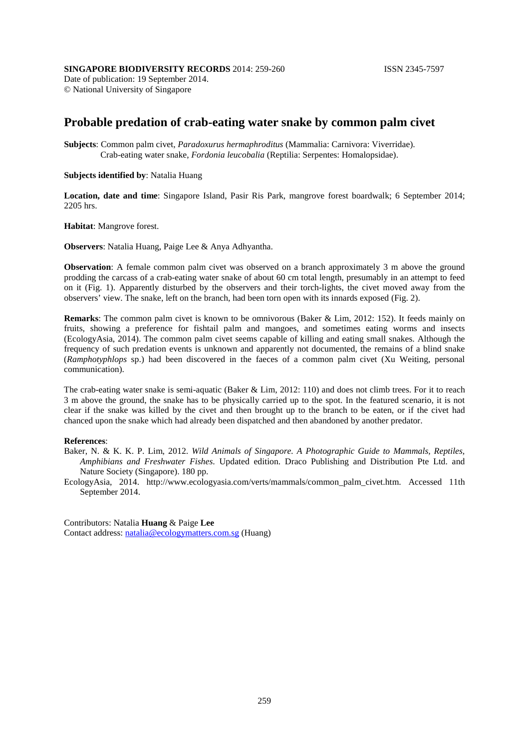**SINGAPORE BIODIVERSITY RECORDS** 2014: 259-260 ISSN 2345-7597

Date of publication: 19 September 2014.
© National University of Singapore

# Probable predation of crab-eating water snake by common palm civet

**Subjects**: Common palm civet, *Paradoxurus hermaphroditus* (Mammalia: Carnivora: Viverridae).
Crab-eating water snake, *Fordonia leucobalia* (Reptilia: Serpentes: Homalopsidae).

**Subjects identified by**: Natalia Huang

**Location, date and time**: Singapore Island, Pasir Ris Park, mangrove forest boardwalk; 6 September 2014; 2205 hrs.

**Habitat**: Mangrove forest.

**Observers**: Natalia Huang, Paige Lee & Anya Adhyantha.

**Observation**: A female common palm civet was observed on a branch approximately 3 m above the ground prodding the carcass of a crab-eating water snake of about 60 cm total length, presumably in an attempt to feed on it (Fig. 1). Apparently disturbed by the observers and their torch-lights, the civet moved away from the observers' view. The snake, left on the branch, had been torn open with its innards exposed (Fig. 2).

**Remarks**: The common palm civet is known to be omnivorous (Baker & Lim, 2012: 152). It feeds mainly on fruits, showing a preference for fishtail palm and mangoes, and sometimes eating worms and insects (EcologyAsia, 2014). The common palm civet seems capable of killing and eating small snakes. Although the frequency of such predation events is unknown and apparently not documented, the remains of a blind snake (*Ramphotyphlops* sp.) had been discovered in the faeces of a common palm civet (Xu Weiting, personal communication).

The crab-eating water snake is semi-aquatic (Baker & Lim, 2012: 110) and does not climb trees. For it to reach 3 m above the ground, the snake has to be physically carried up to the spot. In the featured scenario, it is not clear if the snake was killed by the civet and then brought up to the branch to be eaten, or if the civet had chanced upon the snake which had already been dispatched and then abandoned by another predator.

**References**:

Baker, N. & K. K. P. Lim, 2012. *Wild Animals of Singapore. A Photographic Guide to Mammals, Reptiles, Amphibians and Freshwater Fishes*. Updated edition. Draco Publishing and Distribution Pte Ltd. and Nature Society (Singapore). 180 pp.

EcologyAsia, 2014. http://www.ecologyasia.com/verts/mammals/common_palm_civet.htm. Accessed 11th September 2014.

Contributors: Natalia **Huang** & Paige **Lee**
Contact address: natalia@ecologymatters.com.sg (Huang)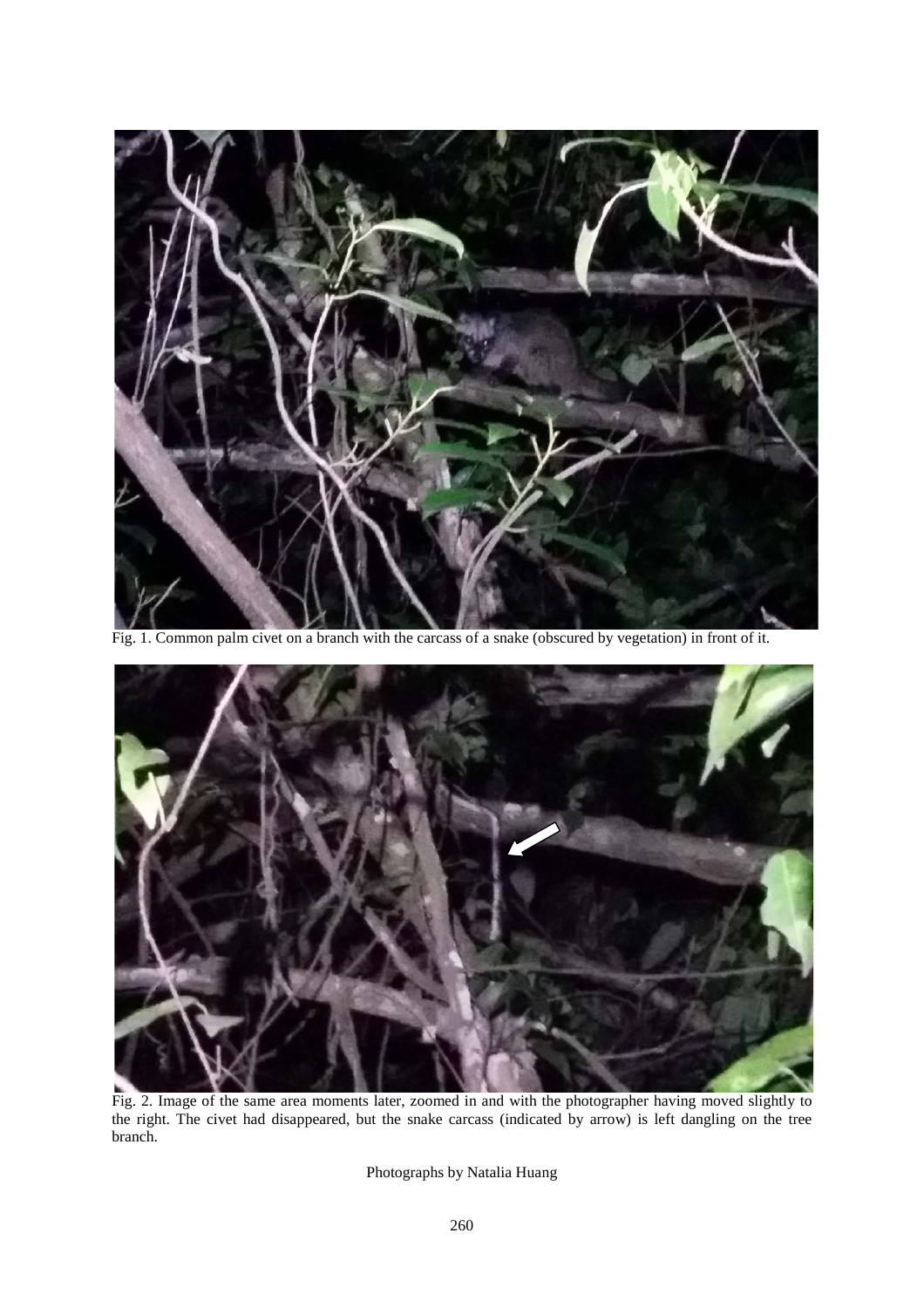Fig. 1. Common palm civet on a branch with the carcass of a snake (obscured by vegetation) in front of it.

Fig. 2. Image of the same area moments later, zoomed in and with the photographer having moved slightly to the right. The civet had disappeared, but the snake carcass (indicated by arrow) is left dangling on the tree branch.

Photographs by Natalia Huang